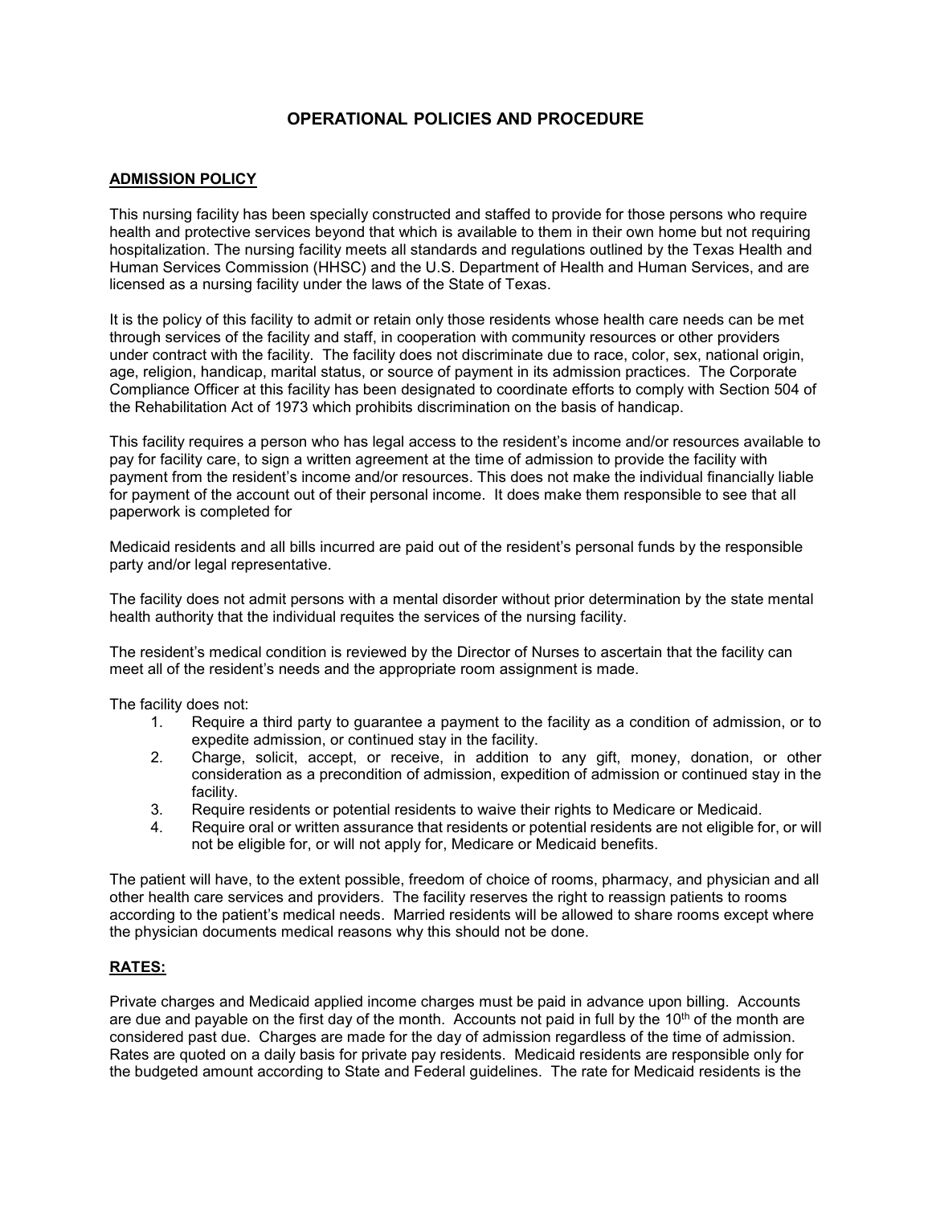# OPERATIONAL POLICIES AND PROCEDURE

## ADMISSION POLICY

This nursing facility has been specially constructed and staffed to provide for those persons who require health and protective services beyond that which is available to them in their own home but not requiring hospitalization. The nursing facility meets all standards and regulations outlined by the Texas Health and Human Services Commission (HHSC) and the U.S. Department of Health and Human Services, and are licensed as a nursing facility under the laws of the State of Texas.

It is the policy of this facility to admit or retain only those residents whose health care needs can be met through services of the facility and staff, in cooperation with community resources or other providers under contract with the facility. The facility does not discriminate due to race, color, sex, national origin, age, religion, handicap, marital status, or source of payment in its admission practices. The Corporate Compliance Officer at this facility has been designated to coordinate efforts to comply with Section 504 of the Rehabilitation Act of 1973 which prohibits discrimination on the basis of handicap.

This facility requires a person who has legal access to the resident's income and/or resources available to pay for facility care, to sign a written agreement at the time of admission to provide the facility with payment from the resident's income and/or resources. This does not make the individual financially liable for payment of the account out of their personal income. It does make them responsible to see that all paperwork is completed for

Medicaid residents and all bills incurred are paid out of the resident's personal funds by the responsible party and/or legal representative.

The facility does not admit persons with a mental disorder without prior determination by the state mental health authority that the individual requites the services of the nursing facility.

The resident's medical condition is reviewed by the Director of Nurses to ascertain that the facility can meet all of the resident's needs and the appropriate room assignment is made.

The facility does not:

1. Require a third party to guarantee a payment to the facility as a condition of admission, or to expedite admission, or continued stay in the facility.
2. Charge, solicit, accept, or receive, in addition to any gift, money, donation, or other consideration as a precondition of admission, expedition of admission or continued stay in the facility.
3. Require residents or potential residents to waive their rights to Medicare or Medicaid.
4. Require oral or written assurance that residents or potential residents are not eligible for, or will not be eligible for, or will not apply for, Medicare or Medicaid benefits.

The patient will have, to the extent possible, freedom of choice of rooms, pharmacy, and physician and all other health care services and providers. The facility reserves the right to reassign patients to rooms according to the patient's medical needs. Married residents will be allowed to share rooms except where the physician documents medical reasons why this should not be done.

## RATES:

Private charges and Medicaid applied income charges must be paid in advance upon billing. Accounts are due and payable on the first day of the month. Accounts not paid in full by the 10th of the month are considered past due. Charges are made for the day of admission regardless of the time of admission. Rates are quoted on a daily basis for private pay residents. Medicaid residents are responsible only for the budgeted amount according to State and Federal guidelines. The rate for Medicaid residents is the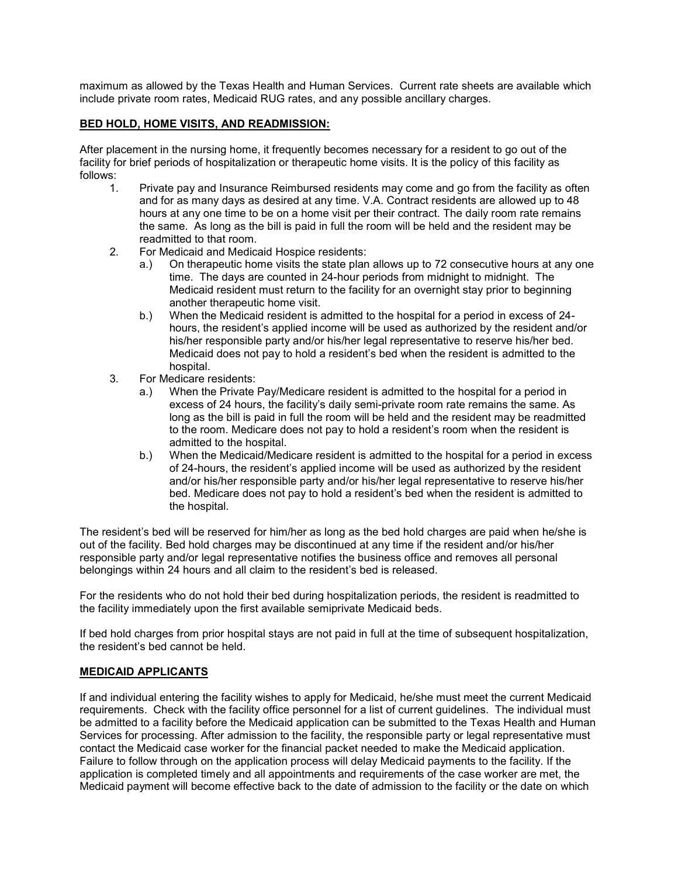maximum as allowed by the Texas Health and Human Services. Current rate sheets are available which include private room rates, Medicaid RUG rates, and any possible ancillary charges.

**BED HOLD, HOME VISITS, AND READMISSION:**

After placement in the nursing home, it frequently becomes necessary for a resident to go out of the facility for brief periods of hospitalization or therapeutic home visits. It is the policy of this facility as follows:

1. Private pay and Insurance Reimbursed residents may come and go from the facility as often and for as many days as desired at any time. V.A. Contract residents are allowed up to 48 hours at any one time to be on a home visit per their contract. The daily room rate remains the same. As long as the bill is paid in full the room will be held and the resident may be readmitted to that room.
2. For Medicaid and Medicaid Hospice residents:
   - a.) On therapeutic home visits the state plan allows up to 72 consecutive hours at any one time. The days are counted in 24-hour periods from midnight to midnight. The Medicaid resident must return to the facility for an overnight stay prior to beginning another therapeutic home visit.
   - b.) When the Medicaid resident is admitted to the hospital for a period in excess of 24-hours, the resident's applied income will be used as authorized by the resident and/or his/her responsible party and/or his/her legal representative to reserve his/her bed. Medicaid does not pay to hold a resident's bed when the resident is admitted to the hospital.
3. For Medicare residents:
   - a.) When the Private Pay/Medicare resident is admitted to the hospital for a period in excess of 24 hours, the facility's daily semi-private room rate remains the same. As long as the bill is paid in full the room will be held and the resident may be readmitted to the room. Medicare does not pay to hold a resident's room when the resident is admitted to the hospital.
   - b.) When the Medicaid/Medicare resident is admitted to the hospital for a period in excess of 24-hours, the resident's applied income will be used as authorized by the resident and/or his/her responsible party and/or his/her legal representative to reserve his/her bed. Medicare does not pay to hold a resident's bed when the resident is admitted to the hospital.

The resident's bed will be reserved for him/her as long as the bed hold charges are paid when he/she is out of the facility. Bed hold charges may be discontinued at any time if the resident and/or his/her responsible party and/or legal representative notifies the business office and removes all personal belongings within 24 hours and all claim to the resident's bed is released.

For the residents who do not hold their bed during hospitalization periods, the resident is readmitted to the facility immediately upon the first available semiprivate Medicaid beds.

If bed hold charges from prior hospital stays are not paid in full at the time of subsequent hospitalization, the resident's bed cannot be held.

**MEDICAID APPLICANTS**

If and individual entering the facility wishes to apply for Medicaid, he/she must meet the current Medicaid requirements. Check with the facility office personnel for a list of current guidelines. The individual must be admitted to a facility before the Medicaid application can be submitted to the Texas Health and Human Services for processing. After admission to the facility, the responsible party or legal representative must contact the Medicaid case worker for the financial packet needed to make the Medicaid application. Failure to follow through on the application process will delay Medicaid payments to the facility. If the application is completed timely and all appointments and requirements of the case worker are met, the Medicaid payment will become effective back to the date of admission to the facility or the date on which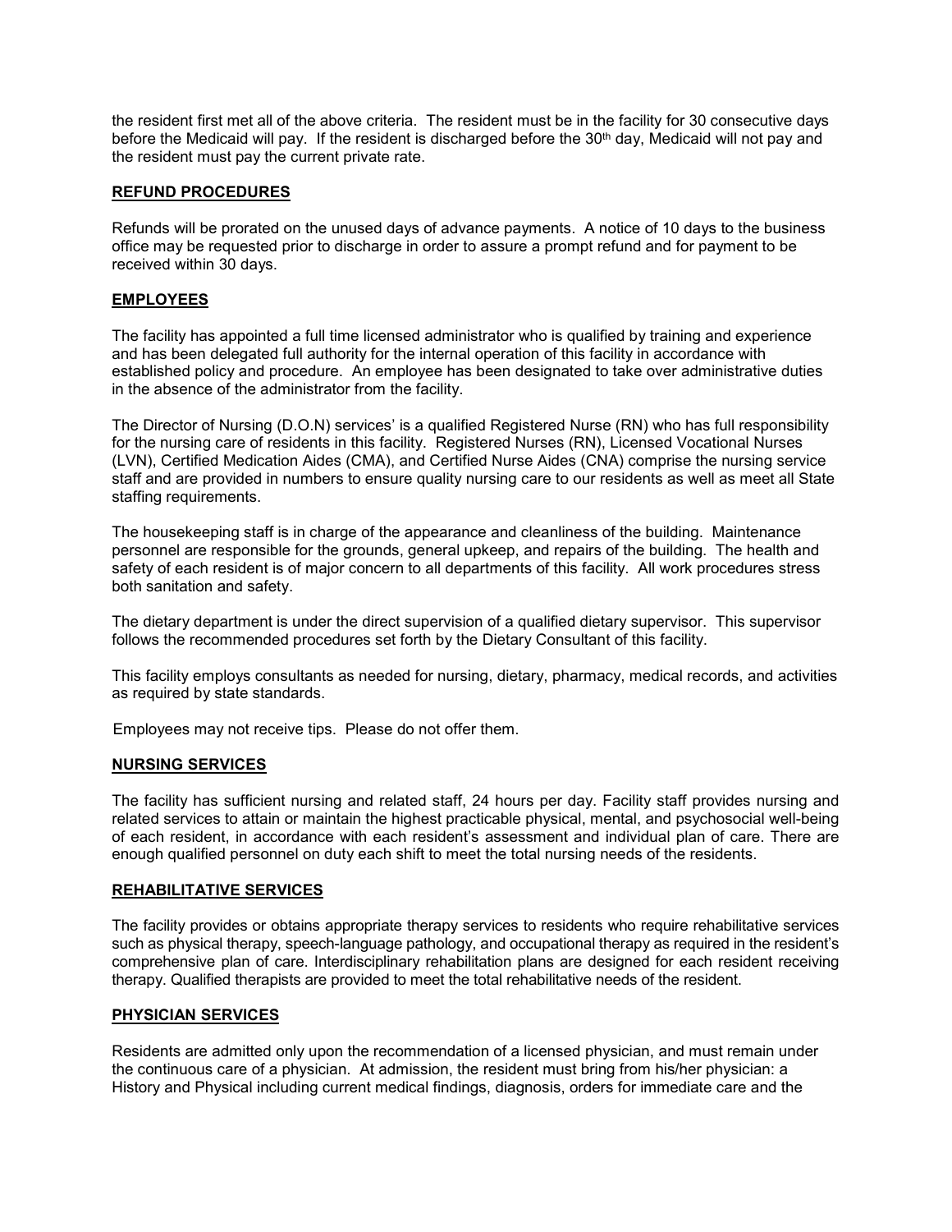the resident first met all of the above criteria. The resident must be in the facility for 30 consecutive days before the Medicaid will pay. If the resident is discharged before the 30th day, Medicaid will not pay and the resident must pay the current private rate.

## REFUND PROCEDURES

Refunds will be prorated on the unused days of advance payments. A notice of 10 days to the business office may be requested prior to discharge in order to assure a prompt refund and for payment to be received within 30 days.

## EMPLOYEES

The facility has appointed a full time licensed administrator who is qualified by training and experience and has been delegated full authority for the internal operation of this facility in accordance with established policy and procedure. An employee has been designated to take over administrative duties in the absence of the administrator from the facility.

The Director of Nursing (D.O.N) services' is a qualified Registered Nurse (RN) who has full responsibility for the nursing care of residents in this facility. Registered Nurses (RN), Licensed Vocational Nurses (LVN), Certified Medication Aides (CMA), and Certified Nurse Aides (CNA) comprise the nursing service staff and are provided in numbers to ensure quality nursing care to our residents as well as meet all State staffing requirements.

The housekeeping staff is in charge of the appearance and cleanliness of the building. Maintenance personnel are responsible for the grounds, general upkeep, and repairs of the building. The health and safety of each resident is of major concern to all departments of this facility. All work procedures stress both sanitation and safety.

The dietary department is under the direct supervision of a qualified dietary supervisor. This supervisor follows the recommended procedures set forth by the Dietary Consultant of this facility.

This facility employs consultants as needed for nursing, dietary, pharmacy, medical records, and activities as required by state standards.

Employees may not receive tips. Please do not offer them.

## NURSING SERVICES

The facility has sufficient nursing and related staff, 24 hours per day. Facility staff provides nursing and related services to attain or maintain the highest practicable physical, mental, and psychosocial well-being of each resident, in accordance with each resident's assessment and individual plan of care. There are enough qualified personnel on duty each shift to meet the total nursing needs of the residents.

## REHABILITATIVE SERVICES

The facility provides or obtains appropriate therapy services to residents who require rehabilitative services such as physical therapy, speech-language pathology, and occupational therapy as required in the resident's comprehensive plan of care. Interdisciplinary rehabilitation plans are designed for each resident receiving therapy. Qualified therapists are provided to meet the total rehabilitative needs of the resident.

## PHYSICIAN SERVICES

Residents are admitted only upon the recommendation of a licensed physician, and must remain under the continuous care of a physician. At admission, the resident must bring from his/her physician: a History and Physical including current medical findings, diagnosis, orders for immediate care and the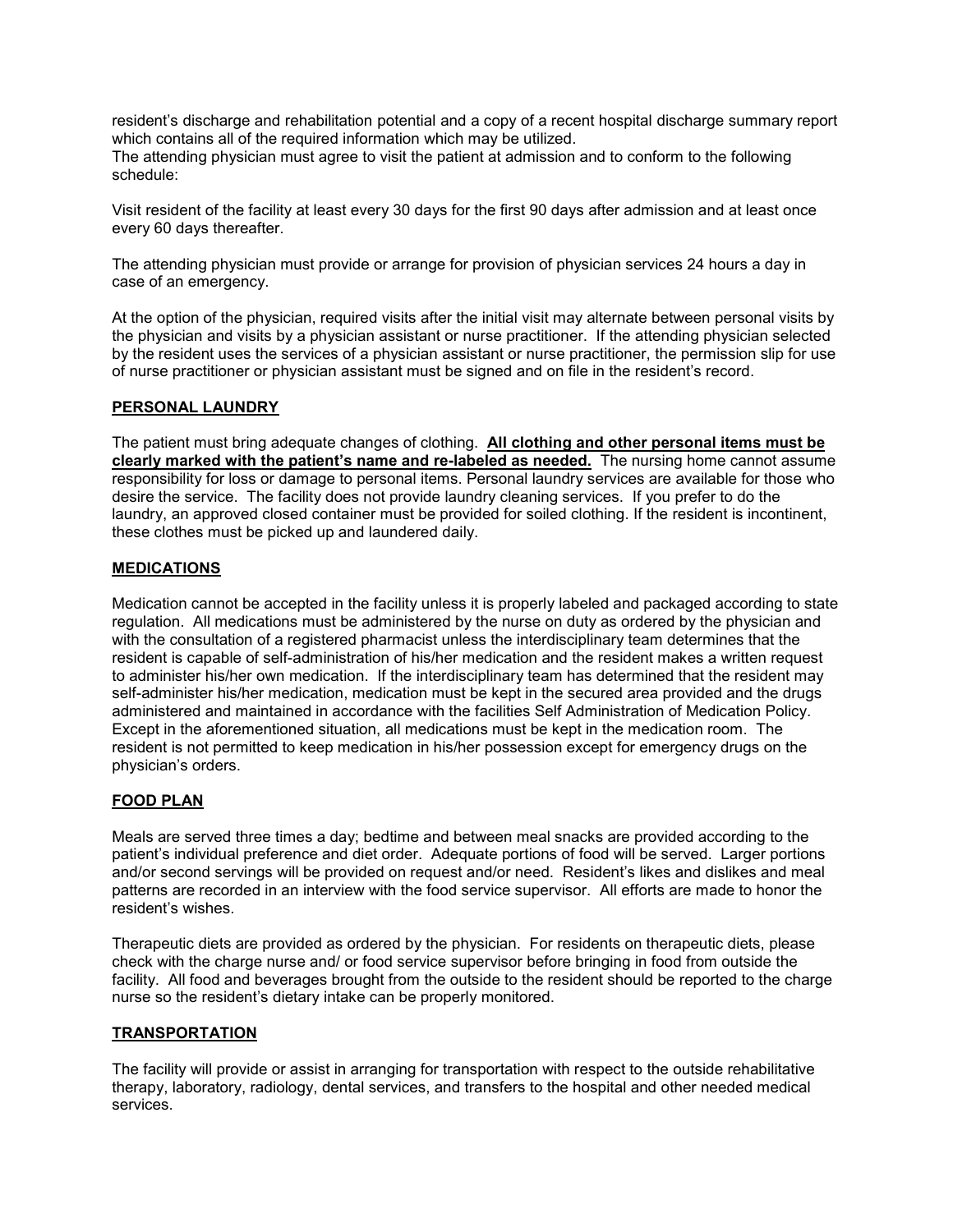resident's discharge and rehabilitation potential and a copy of a recent hospital discharge summary report which contains all of the required information which may be utilized.
The attending physician must agree to visit the patient at admission and to conform to the following schedule:

Visit resident of the facility at least every 30 days for the first 90 days after admission and at least once every 60 days thereafter.

The attending physician must provide or arrange for provision of physician services 24 hours a day in case of an emergency.

At the option of the physician, required visits after the initial visit may alternate between personal visits by the physician and visits by a physician assistant or nurse practitioner. If the attending physician selected by the resident uses the services of a physician assistant or nurse practitioner, the permission slip for use of nurse practitioner or physician assistant must be signed and on file in the resident's record.

## PERSONAL LAUNDRY

The patient must bring adequate changes of clothing. **All clothing and other personal items must be clearly marked with the patient's name and re-labeled as needed.** The nursing home cannot assume responsibility for loss or damage to personal items. Personal laundry services are available for those who desire the service. The facility does not provide laundry cleaning services. If you prefer to do the laundry, an approved closed container must be provided for soiled clothing. If the resident is incontinent, these clothes must be picked up and laundered daily.

## MEDICATIONS

Medication cannot be accepted in the facility unless it is properly labeled and packaged according to state regulation. All medications must be administered by the nurse on duty as ordered by the physician and with the consultation of a registered pharmacist unless the interdisciplinary team determines that the resident is capable of self-administration of his/her medication and the resident makes a written request to administer his/her own medication. If the interdisciplinary team has determined that the resident may self-administer his/her medication, medication must be kept in the secured area provided and the drugs administered and maintained in accordance with the facilities Self Administration of Medication Policy. Except in the aforementioned situation, all medications must be kept in the medication room. The resident is not permitted to keep medication in his/her possession except for emergency drugs on the physician's orders.

## FOOD PLAN

Meals are served three times a day; bedtime and between meal snacks are provided according to the patient's individual preference and diet order. Adequate portions of food will be served. Larger portions and/or second servings will be provided on request and/or need. Resident's likes and dislikes and meal patterns are recorded in an interview with the food service supervisor. All efforts are made to honor the resident's wishes.

Therapeutic diets are provided as ordered by the physician. For residents on therapeutic diets, please check with the charge nurse and/ or food service supervisor before bringing in food from outside the facility. All food and beverages brought from the outside to the resident should be reported to the charge nurse so the resident's dietary intake can be properly monitored.

## TRANSPORTATION

The facility will provide or assist in arranging for transportation with respect to the outside rehabilitative therapy, laboratory, radiology, dental services, and transfers to the hospital and other needed medical services.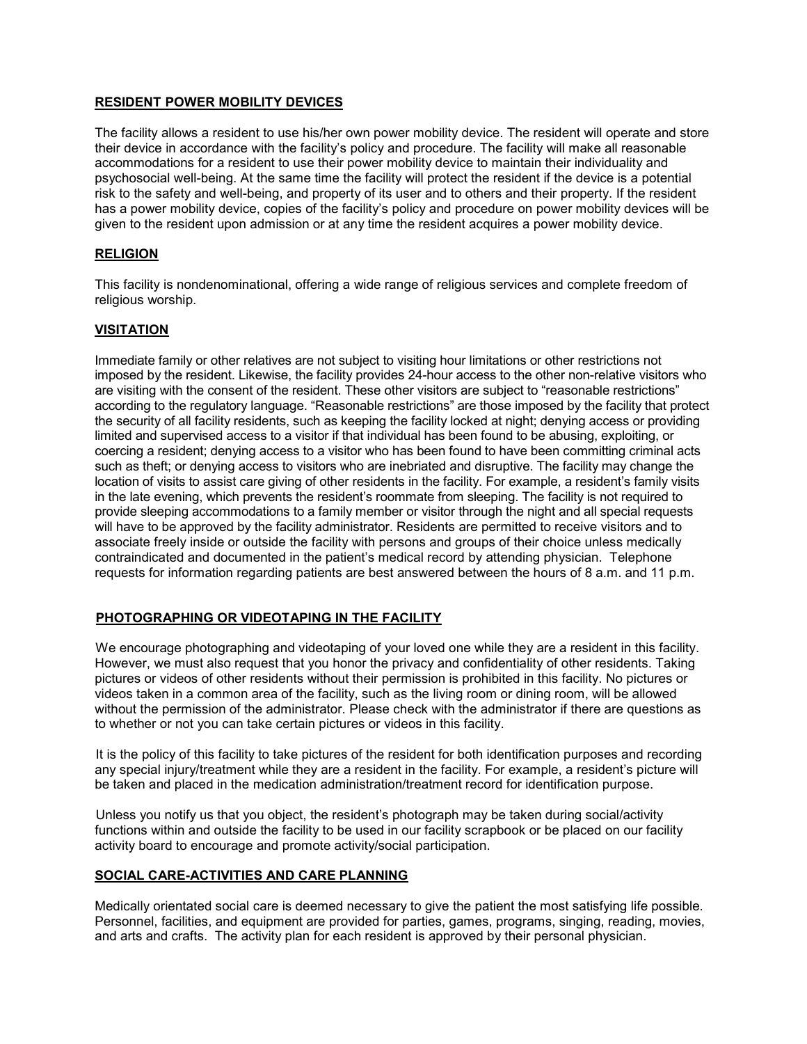## RESIDENT POWER MOBILITY DEVICES

The facility allows a resident to use his/her own power mobility device. The resident will operate and store their device in accordance with the facility's policy and procedure. The facility will make all reasonable accommodations for a resident to use their power mobility device to maintain their individuality and psychosocial well-being. At the same time the facility will protect the resident if the device is a potential risk to the safety and well-being, and property of its user and to others and their property. If the resident has a power mobility device, copies of the facility's policy and procedure on power mobility devices will be given to the resident upon admission or at any time the resident acquires a power mobility device.

## RELIGION

This facility is nondenominational, offering a wide range of religious services and complete freedom of religious worship.

## VISITATION

Immediate family or other relatives are not subject to visiting hour limitations or other restrictions not imposed by the resident. Likewise, the facility provides 24-hour access to the other non-relative visitors who are visiting with the consent of the resident. These other visitors are subject to "reasonable restrictions" according to the regulatory language. "Reasonable restrictions" are those imposed by the facility that protect the security of all facility residents, such as keeping the facility locked at night; denying access or providing limited and supervised access to a visitor if that individual has been found to be abusing, exploiting, or coercing a resident; denying access to a visitor who has been found to have been committing criminal acts such as theft; or denying access to visitors who are inebriated and disruptive. The facility may change the location of visits to assist care giving of other residents in the facility. For example, a resident's family visits in the late evening, which prevents the resident's roommate from sleeping. The facility is not required to provide sleeping accommodations to a family member or visitor through the night and all special requests will have to be approved by the facility administrator. Residents are permitted to receive visitors and to associate freely inside or outside the facility with persons and groups of their choice unless medically contraindicated and documented in the patient's medical record by attending physician. Telephone requests for information regarding patients are best answered between the hours of 8 a.m. and 11 p.m.

## PHOTOGRAPHING OR VIDEOTAPING IN THE FACILITY

We encourage photographing and videotaping of your loved one while they are a resident in this facility. However, we must also request that you honor the privacy and confidentiality of other residents. Taking pictures or videos of other residents without their permission is prohibited in this facility. No pictures or videos taken in a common area of the facility, such as the living room or dining room, will be allowed without the permission of the administrator. Please check with the administrator if there are questions as to whether or not you can take certain pictures or videos in this facility.

It is the policy of this facility to take pictures of the resident for both identification purposes and recording any special injury/treatment while they are a resident in the facility. For example, a resident's picture will be taken and placed in the medication administration/treatment record for identification purpose.

Unless you notify us that you object, the resident's photograph may be taken during social/activity functions within and outside the facility to be used in our facility scrapbook or be placed on our facility activity board to encourage and promote activity/social participation.

## SOCIAL CARE-ACTIVITIES AND CARE PLANNING

Medically orientated social care is deemed necessary to give the patient the most satisfying life possible. Personnel, facilities, and equipment are provided for parties, games, programs, singing, reading, movies, and arts and crafts. The activity plan for each resident is approved by their personal physician.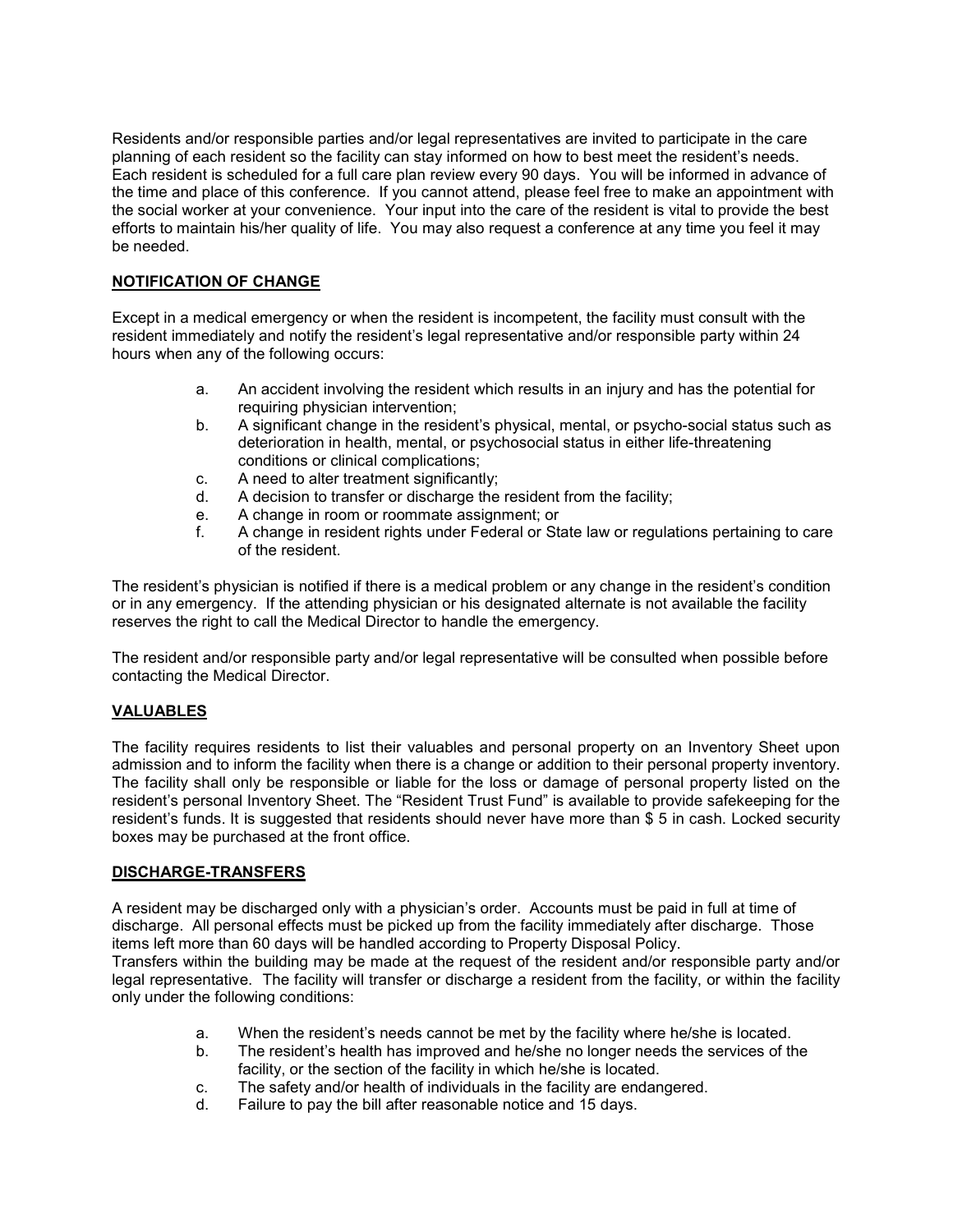Residents and/or responsible parties and/or legal representatives are invited to participate in the care planning of each resident so the facility can stay informed on how to best meet the resident's needs. Each resident is scheduled for a full care plan review every 90 days. You will be informed in advance of the time and place of this conference. If you cannot attend, please feel free to make an appointment with the social worker at your convenience. Your input into the care of the resident is vital to provide the best efforts to maintain his/her quality of life. You may also request a conference at any time you feel it may be needed.

**NOTIFICATION OF CHANGE**

Except in a medical emergency or when the resident is incompetent, the facility must consult with the resident immediately and notify the resident's legal representative and/or responsible party within 24 hours when any of the following occurs:

a. An accident involving the resident which results in an injury and has the potential for requiring physician intervention;
b. A significant change in the resident's physical, mental, or psycho-social status such as deterioration in health, mental, or psychosocial status in either life-threatening conditions or clinical complications;
c. A need to alter treatment significantly;
d. A decision to transfer or discharge the resident from the facility;
e. A change in room or roommate assignment; or
f. A change in resident rights under Federal or State law or regulations pertaining to care of the resident.

The resident's physician is notified if there is a medical problem or any change in the resident's condition or in any emergency. If the attending physician or his designated alternate is not available the facility reserves the right to call the Medical Director to handle the emergency.

The resident and/or responsible party and/or legal representative will be consulted when possible before contacting the Medical Director.

**VALUABLES**

The facility requires residents to list their valuables and personal property on an Inventory Sheet upon admission and to inform the facility when there is a change or addition to their personal property inventory. The facility shall only be responsible or liable for the loss or damage of personal property listed on the resident's personal Inventory Sheet. The "Resident Trust Fund" is available to provide safekeeping for the resident's funds. It is suggested that residents should never have more than $ 5 in cash. Locked security boxes may be purchased at the front office.

**DISCHARGE-TRANSFERS**

A resident may be discharged only with a physician's order. Accounts must be paid in full at time of discharge. All personal effects must be picked up from the facility immediately after discharge. Those items left more than 60 days will be handled according to Property Disposal Policy.
Transfers within the building may be made at the request of the resident and/or responsible party and/or legal representative. The facility will transfer or discharge a resident from the facility, or within the facility only under the following conditions:

a. When the resident's needs cannot be met by the facility where he/she is located.
b. The resident's health has improved and he/she no longer needs the services of the facility, or the section of the facility in which he/she is located.
c. The safety and/or health of individuals in the facility are endangered.
d. Failure to pay the bill after reasonable notice and 15 days.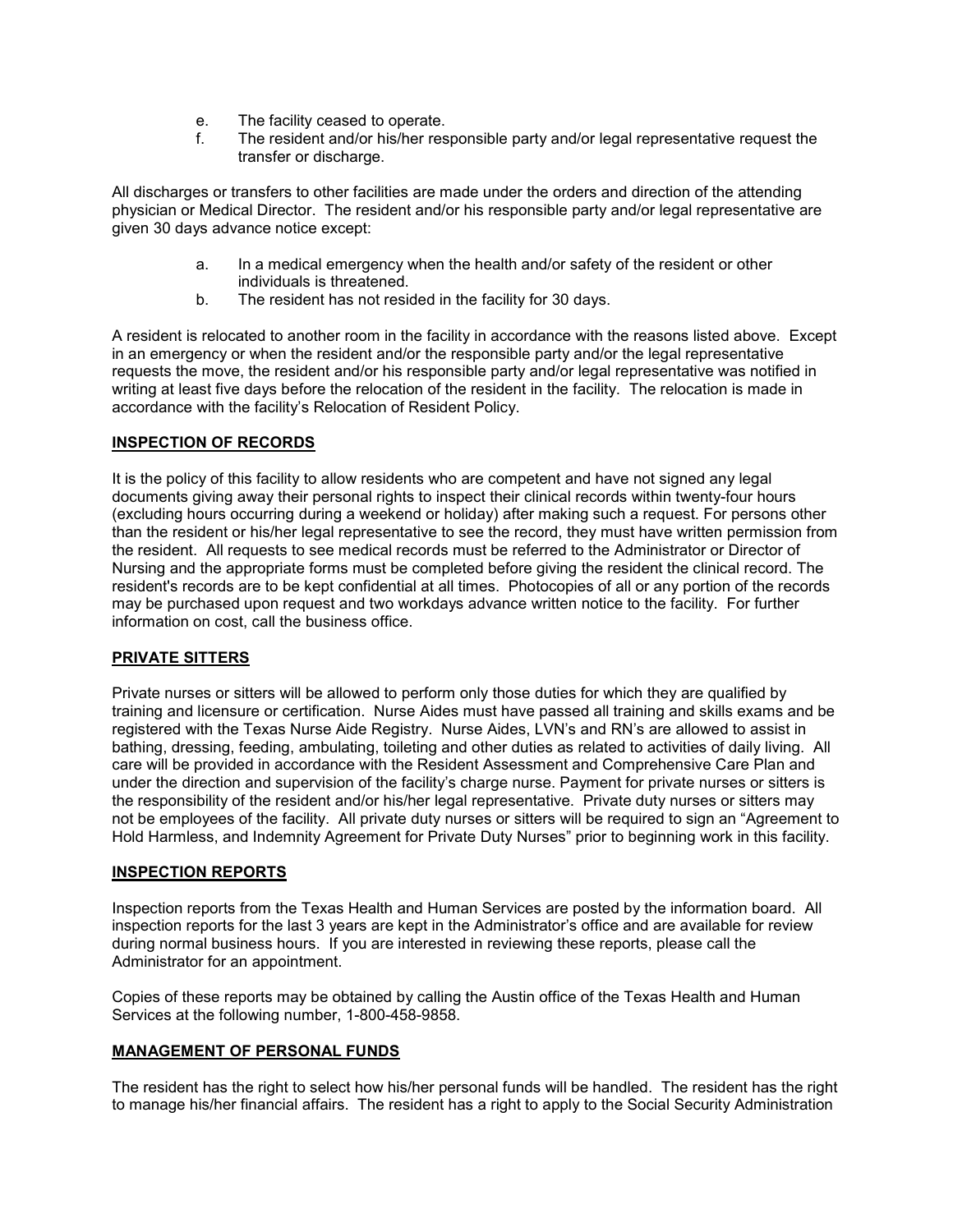e. The facility ceased to operate.
f. The resident and/or his/her responsible party and/or legal representative request the transfer or discharge.

All discharges or transfers to other facilities are made under the orders and direction of the attending physician or Medical Director. The resident and/or his responsible party and/or legal representative are given 30 days advance notice except:

a. In a medical emergency when the health and/or safety of the resident or other individuals is threatened.
b. The resident has not resided in the facility for 30 days.

A resident is relocated to another room in the facility in accordance with the reasons listed above. Except in an emergency or when the resident and/or the responsible party and/or the legal representative requests the move, the resident and/or his responsible party and/or legal representative was notified in writing at least five days before the relocation of the resident in the facility. The relocation is made in accordance with the facility's Relocation of Resident Policy.

**<u>INSPECTION OF RECORDS</u>**

It is the policy of this facility to allow residents who are competent and have not signed any legal documents giving away their personal rights to inspect their clinical records within twenty-four hours (excluding hours occurring during a weekend or holiday) after making such a request. For persons other than the resident or his/her legal representative to see the record, they must have written permission from the resident. All requests to see medical records must be referred to the Administrator or Director of Nursing and the appropriate forms must be completed before giving the resident the clinical record. The resident's records are to be kept confidential at all times. Photocopies of all or any portion of the records may be purchased upon request and two workdays advance written notice to the facility. For further information on cost, call the business office.

**<u>PRIVATE SITTERS</u>**

Private nurses or sitters will be allowed to perform only those duties for which they are qualified by training and licensure or certification. Nurse Aides must have passed all training and skills exams and be registered with the Texas Nurse Aide Registry. Nurse Aides, LVN's and RN's are allowed to assist in bathing, dressing, feeding, ambulating, toileting and other duties as related to activities of daily living. All care will be provided in accordance with the Resident Assessment and Comprehensive Care Plan and under the direction and supervision of the facility's charge nurse. Payment for private nurses or sitters is the responsibility of the resident and/or his/her legal representative. Private duty nurses or sitters may not be employees of the facility. All private duty nurses or sitters will be required to sign an "Agreement to Hold Harmless, and Indemnity Agreement for Private Duty Nurses" prior to beginning work in this facility.

**<u>INSPECTION REPORTS</u>**

Inspection reports from the Texas Health and Human Services are posted by the information board. All inspection reports for the last 3 years are kept in the Administrator's office and are available for review during normal business hours. If you are interested in reviewing these reports, please call the Administrator for an appointment.

Copies of these reports may be obtained by calling the Austin office of the Texas Health and Human Services at the following number, 1-800-458-9858.

**<u>MANAGEMENT OF PERSONAL FUNDS</u>**

The resident has the right to select how his/her personal funds will be handled. The resident has the right to manage his/her financial affairs. The resident has a right to apply to the Social Security Administration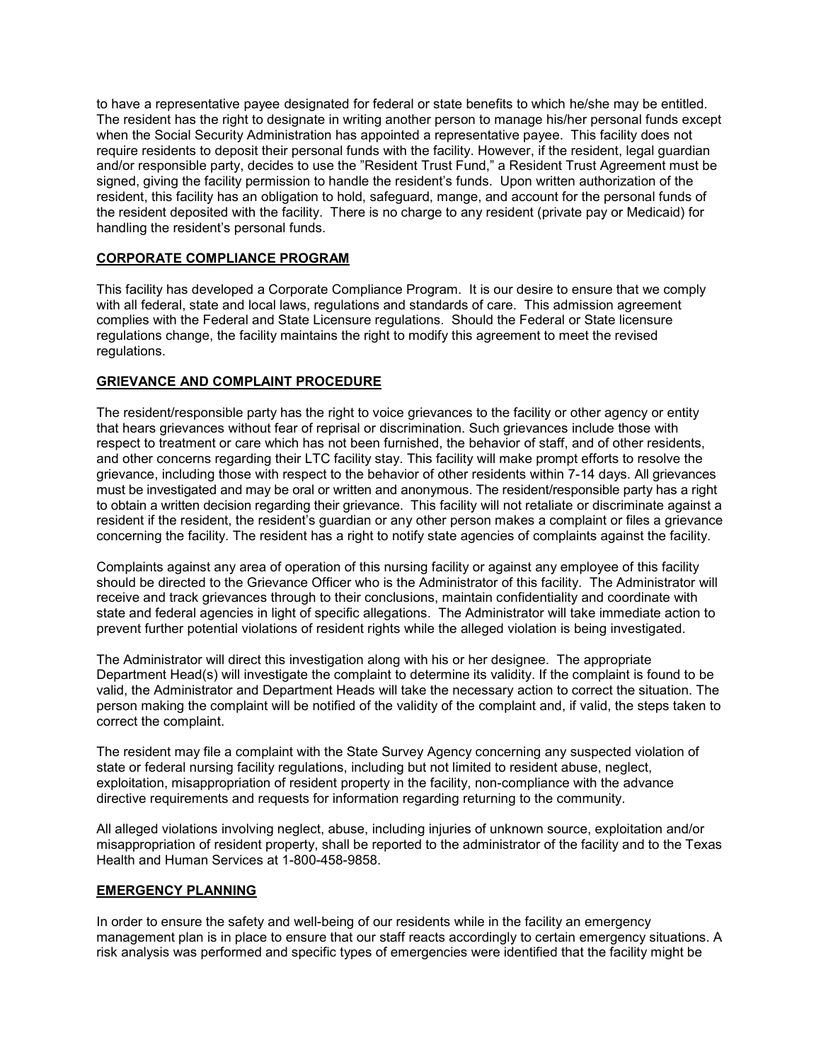to have a representative payee designated for federal or state benefits to which he/she may be entitled. The resident has the right to designate in writing another person to manage his/her personal funds except when the Social Security Administration has appointed a representative payee. This facility does not require residents to deposit their personal funds with the facility. However, if the resident, legal guardian and/or responsible party, decides to use the "Resident Trust Fund," a Resident Trust Agreement must be signed, giving the facility permission to handle the resident's funds. Upon written authorization of the resident, this facility has an obligation to hold, safeguard, mange, and account for the personal funds of the resident deposited with the facility. There is no charge to any resident (private pay or Medicaid) for handling the resident's personal funds.

## CORPORATE COMPLIANCE PROGRAM

This facility has developed a Corporate Compliance Program. It is our desire to ensure that we comply with all federal, state and local laws, regulations and standards of care. This admission agreement complies with the Federal and State Licensure regulations. Should the Federal or State licensure regulations change, the facility maintains the right to modify this agreement to meet the revised regulations.

## GRIEVANCE AND COMPLAINT PROCEDURE

The resident/responsible party has the right to voice grievances to the facility or other agency or entity that hears grievances without fear of reprisal or discrimination. Such grievances include those with respect to treatment or care which has not been furnished, the behavior of staff, and of other residents, and other concerns regarding their LTC facility stay. This facility will make prompt efforts to resolve the grievance, including those with respect to the behavior of other residents within 7-14 days. All grievances must be investigated and may be oral or written and anonymous. The resident/responsible party has a right to obtain a written decision regarding their grievance. This facility will not retaliate or discriminate against a resident if the resident, the resident's guardian or any other person makes a complaint or files a grievance concerning the facility. The resident has a right to notify state agencies of complaints against the facility.

Complaints against any area of operation of this nursing facility or against any employee of this facility should be directed to the Grievance Officer who is the Administrator of this facility. The Administrator will receive and track grievances through to their conclusions, maintain confidentiality and coordinate with state and federal agencies in light of specific allegations. The Administrator will take immediate action to prevent further potential violations of resident rights while the alleged violation is being investigated.

The Administrator will direct this investigation along with his or her designee. The appropriate Department Head(s) will investigate the complaint to determine its validity. If the complaint is found to be valid, the Administrator and Department Heads will take the necessary action to correct the situation. The person making the complaint will be notified of the validity of the complaint and, if valid, the steps taken to correct the complaint.

The resident may file a complaint with the State Survey Agency concerning any suspected violation of state or federal nursing facility regulations, including but not limited to resident abuse, neglect, exploitation, misappropriation of resident property in the facility, non-compliance with the advance directive requirements and requests for information regarding returning to the community.

All alleged violations involving neglect, abuse, including injuries of unknown source, exploitation and/or misappropriation of resident property, shall be reported to the administrator of the facility and to the Texas Health and Human Services at 1-800-458-9858.

## EMERGENCY PLANNING

In order to ensure the safety and well-being of our residents while in the facility an emergency management plan is in place to ensure that our staff reacts accordingly to certain emergency situations. A risk analysis was performed and specific types of emergencies were identified that the facility might be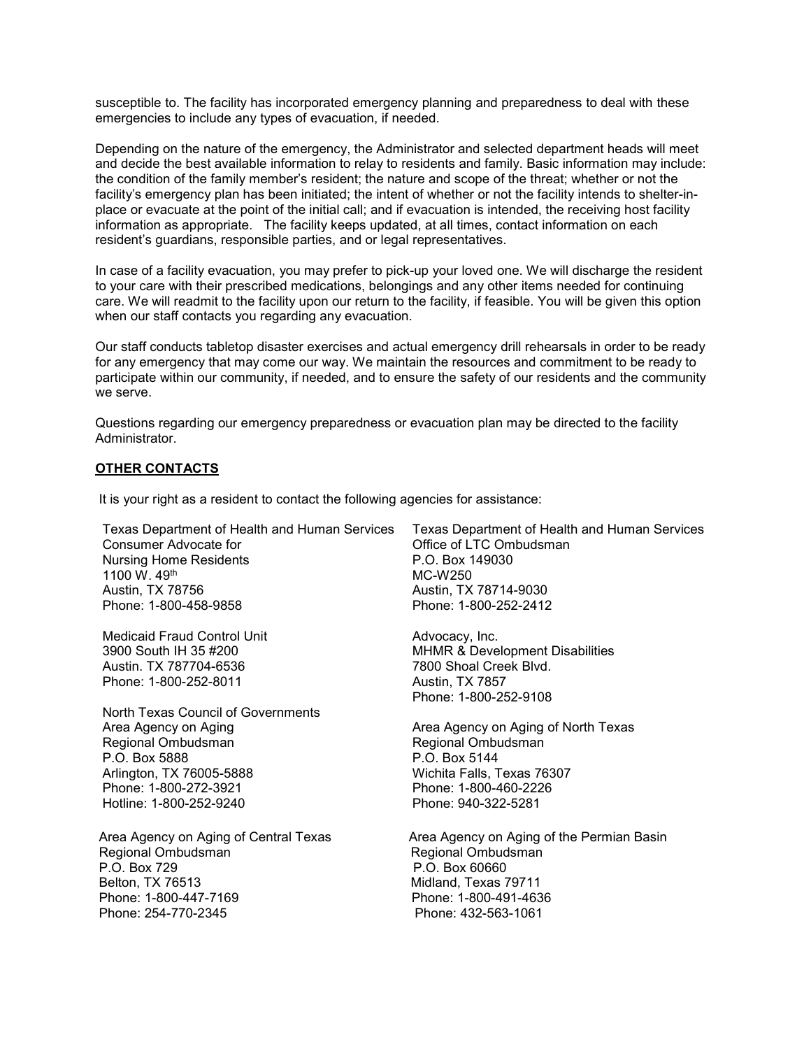susceptible to. The facility has incorporated emergency planning and preparedness to deal with these emergencies to include any types of evacuation, if needed.

Depending on the nature of the emergency, the Administrator and selected department heads will meet and decide the best available information to relay to residents and family. Basic information may include: the condition of the family member's resident; the nature and scope of the threat; whether or not the facility's emergency plan has been initiated; the intent of whether or not the facility intends to shelter-in-place or evacuate at the point of the initial call; and if evacuation is intended, the receiving host facility information as appropriate. The facility keeps updated, at all times, contact information on each resident's guardians, responsible parties, and or legal representatives.

In case of a facility evacuation, you may prefer to pick-up your loved one. We will discharge the resident to your care with their prescribed medications, belongings and any other items needed for continuing care. We will readmit to the facility upon our return to the facility, if feasible. You will be given this option when our staff contacts you regarding any evacuation.

Our staff conducts tabletop disaster exercises and actual emergency drill rehearsals in order to be ready for any emergency that may come our way. We maintain the resources and commitment to be ready to participate within our community, if needed, and to ensure the safety of our residents and the community we serve.

Questions regarding our emergency preparedness or evacuation plan may be directed to the facility Administrator.

**OTHER CONTACTS**

It is your right as a resident to contact the following agencies for assistance:

Texas Department of Health and Human Services
Consumer Advocate for
Nursing Home Residents
1100 W. 49th
Austin, TX 78756
Phone: 1-800-458-9858

Texas Department of Health and Human Services
Office of LTC Ombudsman
P.O. Box 149030
MC-W250
Austin, TX 78714-9030
Phone: 1-800-252-2412

Medicaid Fraud Control Unit
3900 South IH 35 #200
Austin. TX 787704-6536
Phone: 1-800-252-8011

Advocacy, Inc.
MHMR & Development Disabilities
7800 Shoal Creek Blvd.
Austin, TX 7857
Phone: 1-800-252-9108

North Texas Council of Governments
Area Agency on Aging
Regional Ombudsman
P.O. Box 5888
Arlington, TX 76005-5888
Phone: 1-800-272-3921
Hotline: 1-800-252-9240

Area Agency on Aging of North Texas
Regional Ombudsman
P.O. Box 5144
Wichita Falls, Texas 76307
Phone: 1-800-460-2226
Phone: 940-322-5281

Area Agency on Aging of Central Texas
Regional Ombudsman
P.O. Box 729
Belton, TX 76513
Phone: 1-800-447-7169
Phone: 254-770-2345

Area Agency on Aging of the Permian Basin
Regional Ombudsman
P.O. Box 60660
Midland, Texas 79711
Phone: 1-800-491-4636
Phone: 432-563-1061